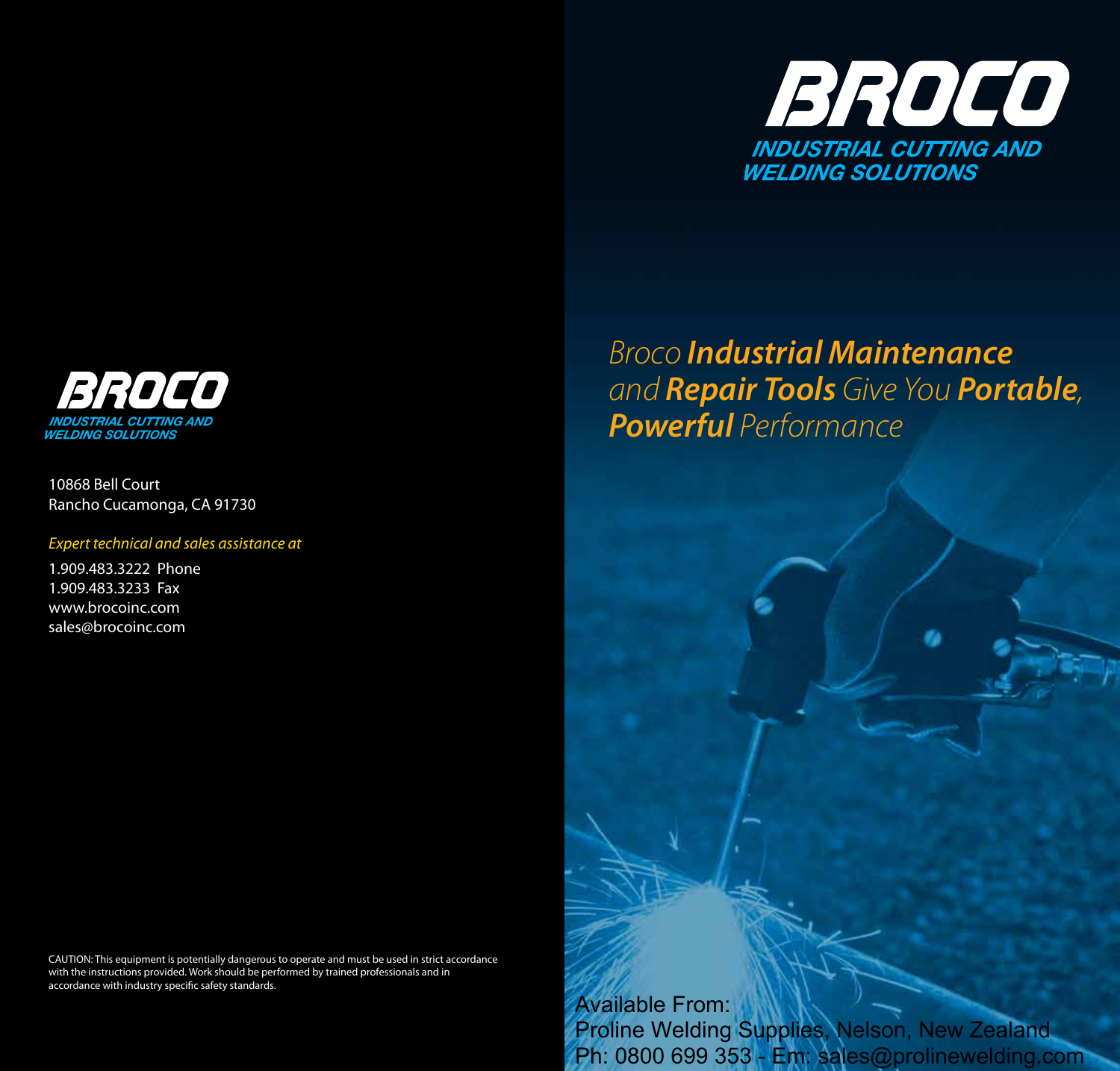# BROCO

**INDUSTRIAL CUTTING AND WELDING SOLUTIONS**

10868 Bell Court
Rancho Cucamonga, CA 91730

*Expert technical and sales assistance at*

1.909.483.3222 Phone
1.909.483.3233 Fax
www.brocoinc.com
sales@brocoinc.com

CAUTION: This equipment is potentially dangerous to operate and must be used in strict accordance with the instructions provided. Work should be performed by trained professionals and in accordance with industry specific safety standards.

# BROCO

**INDUSTRIAL CUTTING AND WELDING SOLUTIONS**

## *Broco **Industrial Maintenance** and **Repair Tools** Give You **Portable**, **Powerful** Performance*

Available From:
Proline Welding Supplies, Nelson, New Zealand
Ph: 0800 699 353 - Em: sales@prolinewelding.com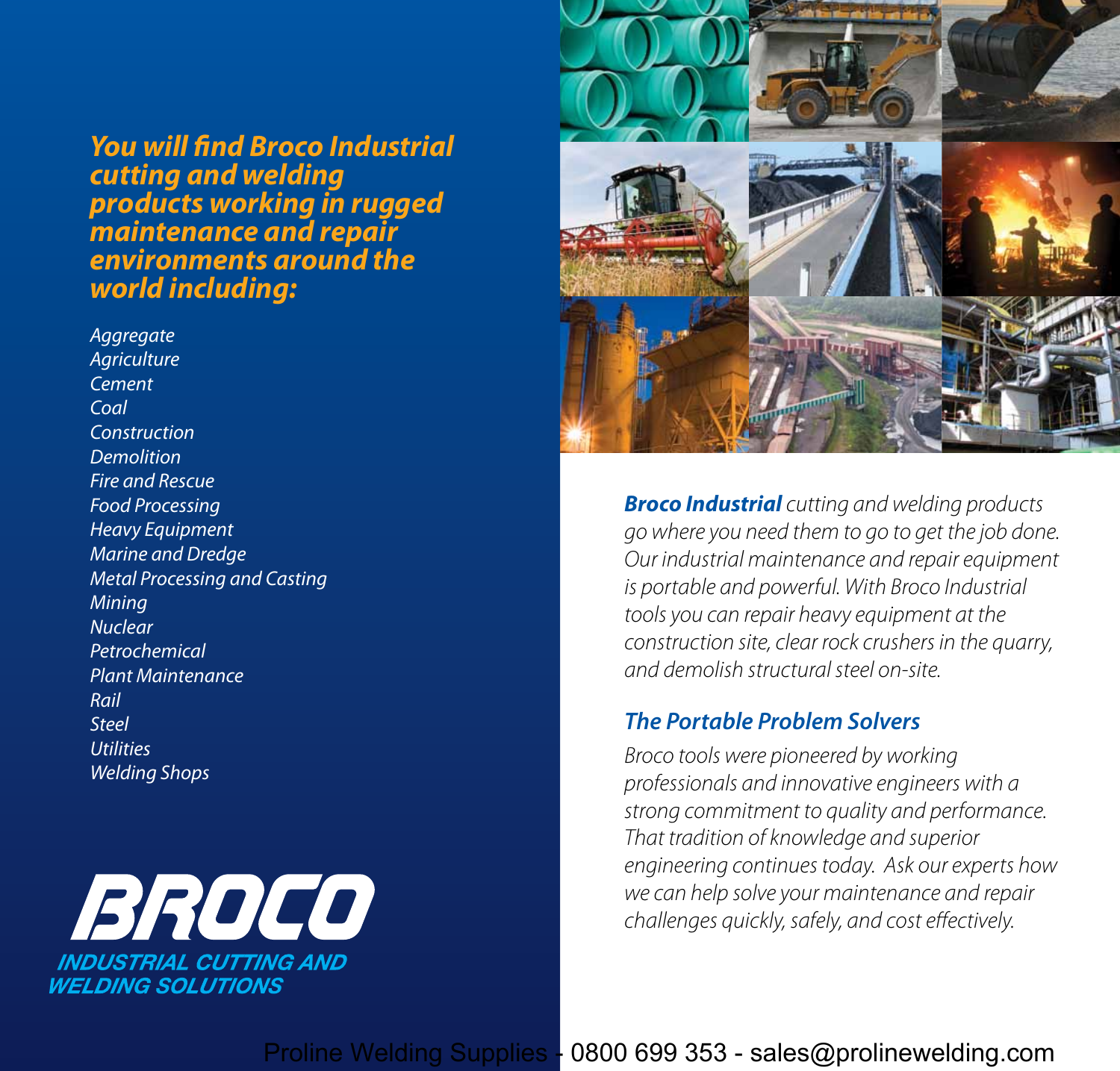## You will find Broco Industrial cutting and welding products working in rugged maintenance and repair environments around the world including:

*Aggregate*
*Agriculture*
*Cement*
*Coal*
*Construction*
*Demolition*
*Fire and Rescue*
*Food Processing*
*Heavy Equipment*
*Marine and Dredge*
*Metal Processing and Casting*
*Mining*
*Nuclear*
*Petrochemical*
*Plant Maintenance*
*Rail*
*Steel*
*Utilities*
*Welding Shops*

**BROCO**
**INDUSTRIAL CUTTING AND WELDING SOLUTIONS**

***Broco Industrial*** *cutting and welding products go where you need them to go to get the job done. Our industrial maintenance and repair equipment is portable and powerful. With Broco Industrial tools you can repair heavy equipment at the construction site, clear rock crushers in the quarry, and demolish structural steel on-site.*

### The Portable Problem Solvers

*Broco tools were pioneered by working professionals and innovative engineers with a strong commitment to quality and performance. That tradition of knowledge and superior engineering continues today. Ask our experts how we can help solve your maintenance and repair challenges quickly, safely, and cost effectively.*

Proline Welding Supplies - 0800 699 353 - sales@prolinewelding.com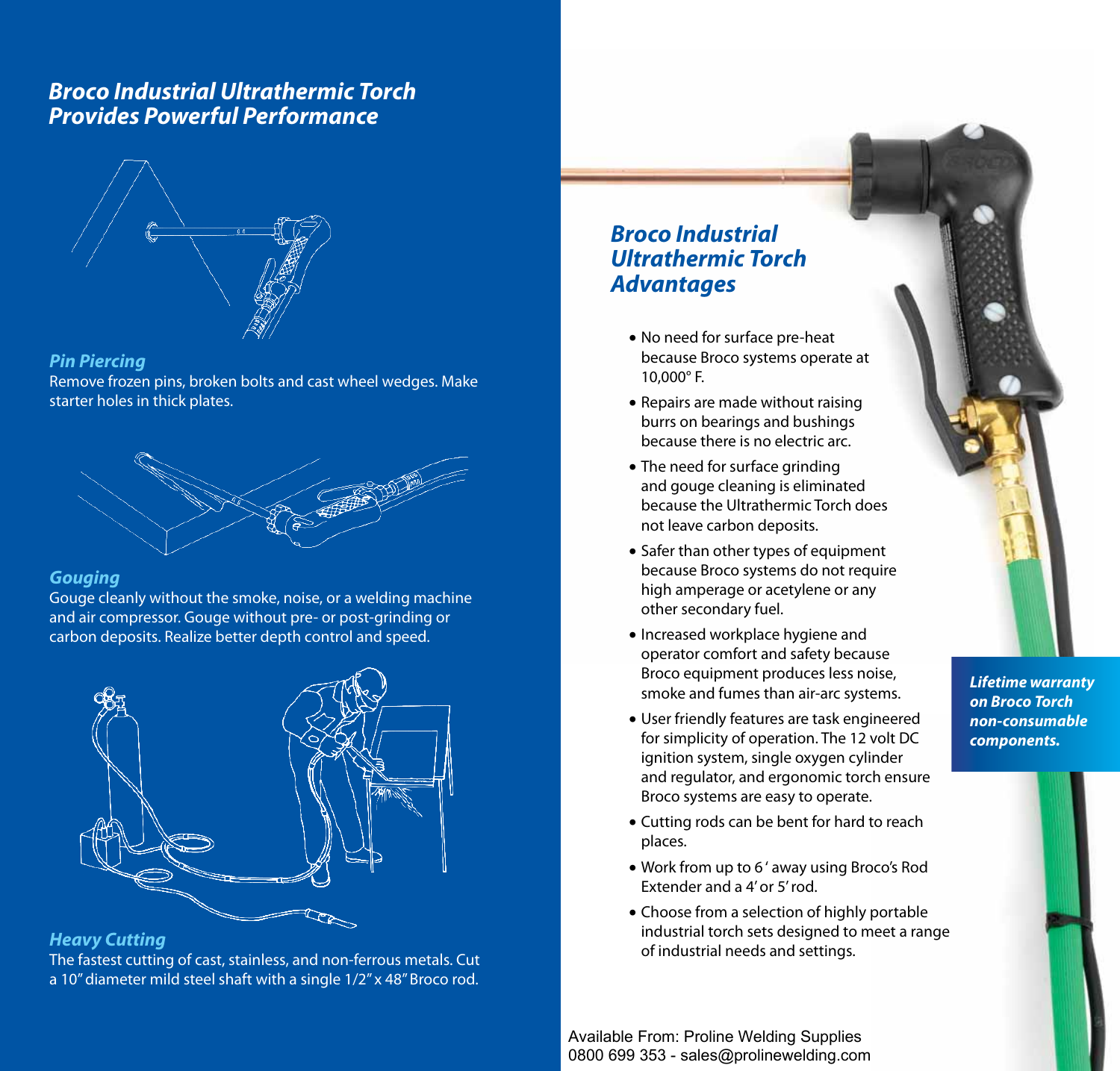## Broco Industrial Ultrathermic Torch Provides Powerful Performance

### *Pin Piercing*

Remove frozen pins, broken bolts and cast wheel wedges. Make starter holes in thick plates.

### *Gouging*

Gouge cleanly without the smoke, noise, or a welding machine and air compressor. Gouge without pre- or post-grinding or carbon deposits. Realize better depth control and speed.

### *Heavy Cutting*

The fastest cutting of cast, stainless, and non-ferrous metals. Cut a 10" diameter mild steel shaft with a single 1/2" x 48" Broco rod.

## *Broco Industrial Ultrathermic Torch Advantages*

- No need for surface pre-heat because Broco systems operate at 10,000° F.
- Repairs are made without raising burrs on bearings and bushings because there is no electric arc.
- The need for surface grinding and gouge cleaning is eliminated because the Ultrathermic Torch does not leave carbon deposits.
- Safer than other types of equipment because Broco systems do not require high amperage or acetylene or any other secondary fuel.
- Increased workplace hygiene and operator comfort and safety because Broco equipment produces less noise, smoke and fumes than air-arc systems.
- User friendly features are task engineered for simplicity of operation. The 12 volt DC ignition system, single oxygen cylinder and regulator, and ergonomic torch ensure Broco systems are easy to operate.
- Cutting rods can be bent for hard to reach places.
- Work from up to 6' away using Broco's Rod Extender and a 4' or 5' rod.
- Choose from a selection of highly portable industrial torch sets designed to meet a range of industrial needs and settings.

***Lifetime warranty on Broco Torch non-consumable components.***

Available From: Proline Welding Supplies
0800 699 353 - sales@prolinewelding.com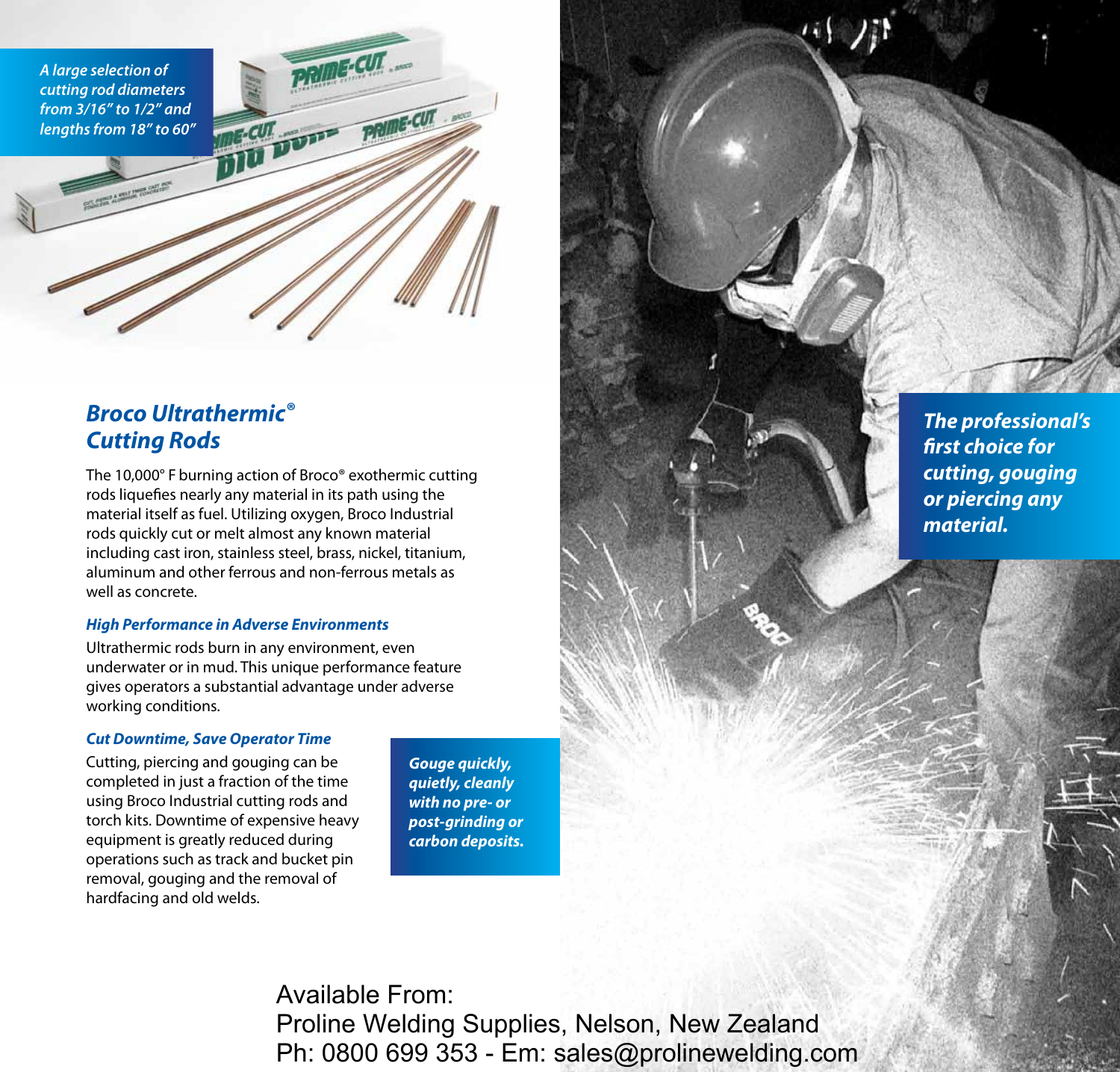*A large selection of cutting rod diameters from 3/16" to 1/2" and lengths from 18" to 60"*

## *Broco Ultrathermic® Cutting Rods*

The 10,000° F burning action of Broco® exothermic cutting rods liquefies nearly any material in its path using the material itself as fuel. Utilizing oxygen, Broco Industrial rods quickly cut or melt almost any known material including cast iron, stainless steel, brass, nickel, titanium, aluminum and other ferrous and non-ferrous metals as well as concrete.

### *High Performance in Adverse Environments*

Ultrathermic rods burn in any environment, even underwater or in mud. This unique performance feature gives operators a substantial advantage under adverse working conditions.

### *Cut Downtime, Save Operator Time*

Cutting, piercing and gouging can be completed in just a fraction of the time using Broco Industrial cutting rods and torch kits. Downtime of expensive heavy equipment is greatly reduced during operations such as track and bucket pin removal, gouging and the removal of hardfacing and old welds.

***Gouge quickly, quietly, cleanly with no pre- or post-grinding or carbon deposits.***

***The professional's first choice for cutting, gouging or piercing any material.***

Available From:
Proline Welding Supplies, Nelson, New Zealand
Ph: 0800 699 353 - Em: sales@prolinewelding.com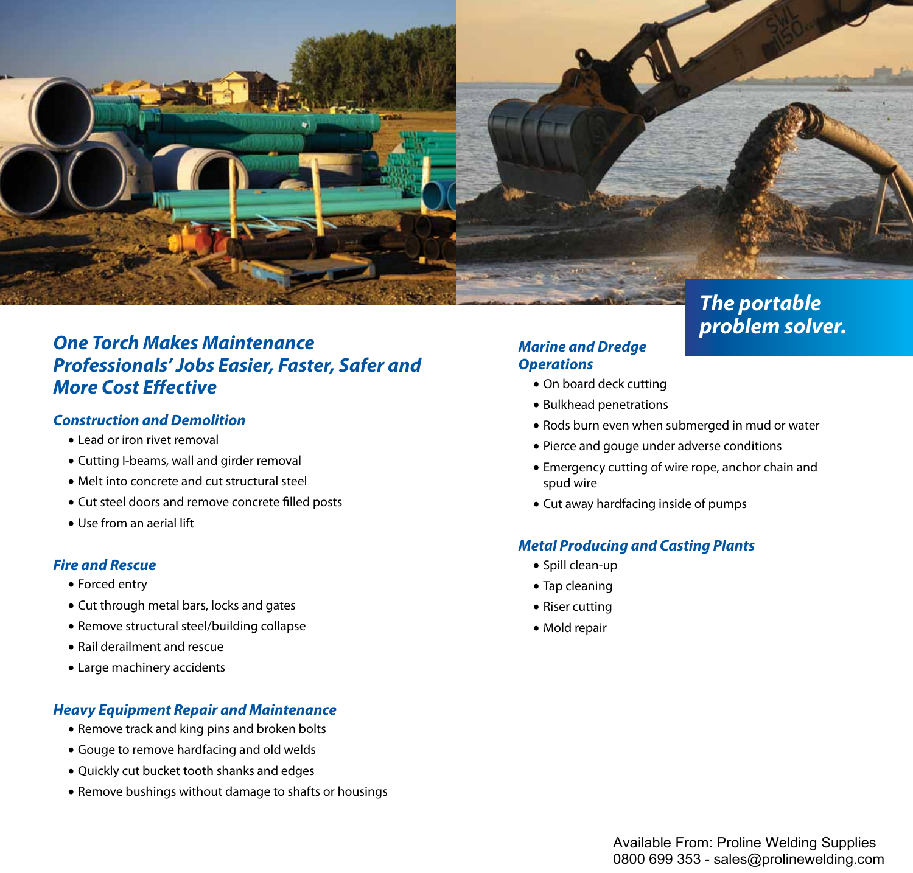## One Torch Makes Maintenance Professionals' Jobs Easier, Faster, Safer and More Cost Effective

### Construction and Demolition

- Lead or iron rivet removal
- Cutting I-beams, wall and girder removal
- Melt into concrete and cut structural steel
- Cut steel doors and remove concrete filled posts
- Use from an aerial lift

### Fire and Rescue

- Forced entry
- Cut through metal bars, locks and gates
- Remove structural steel/building collapse
- Rail derailment and rescue
- Large machinery accidents

### Heavy Equipment Repair and Maintenance

- Remove track and king pins and broken bolts
- Gouge to remove hardfacing and old welds
- Quickly cut bucket tooth shanks and edges
- Remove bushings without damage to shafts or housings

**The portable problem solver.**

### Marine and Dredge Operations

- On board deck cutting
- Bulkhead penetrations
- Rods burn even when submerged in mud or water
- Pierce and gouge under adverse conditions
- Emergency cutting of wire rope, anchor chain and spud wire
- Cut away hardfacing inside of pumps

### Metal Producing and Casting Plants

- Spill clean-up
- Tap cleaning
- Riser cutting
- Mold repair

Available From: Proline Welding Supplies
0800 699 353 - sales@prolinewelding.com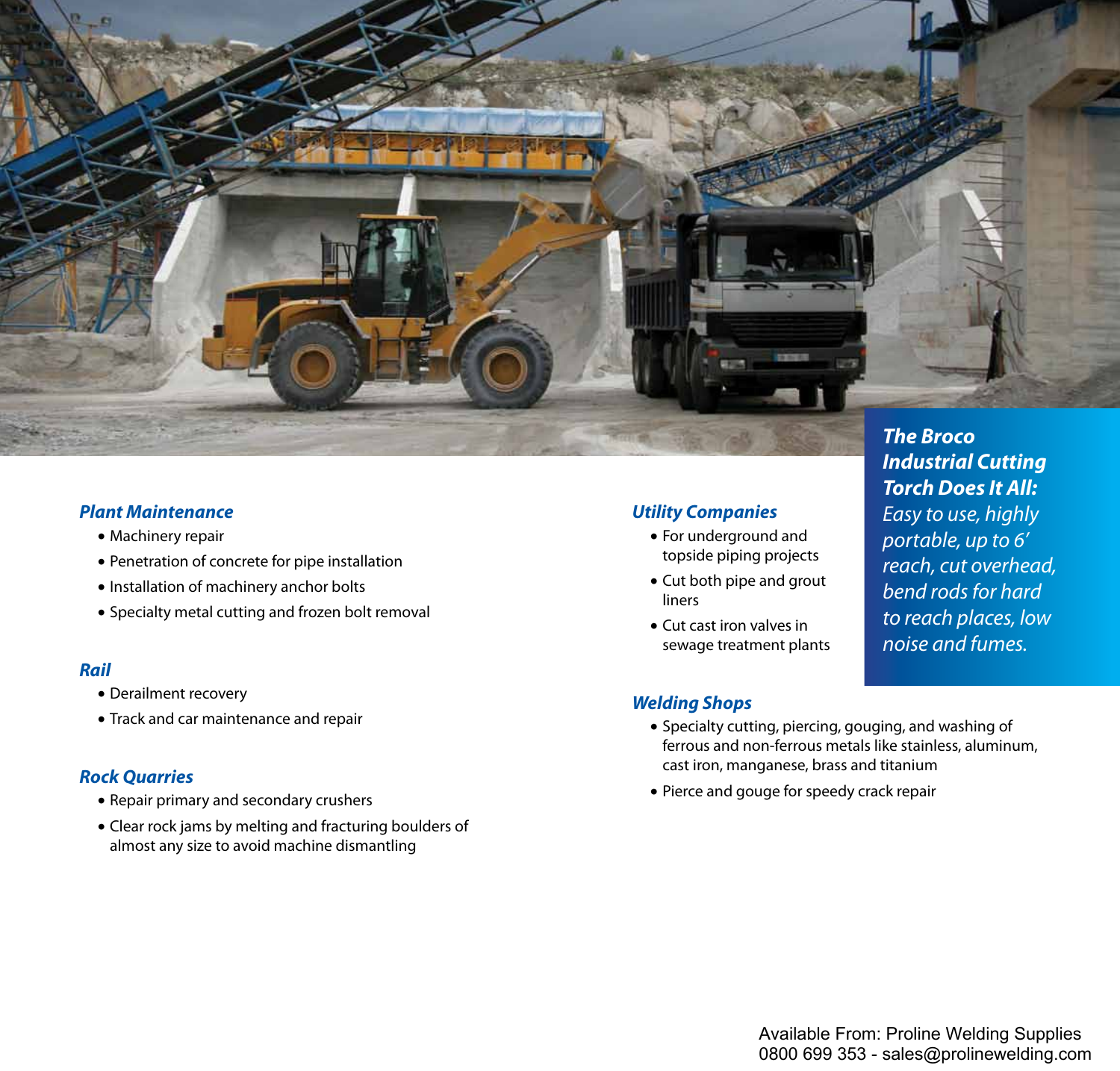### *Plant Maintenance*

- Machinery repair
- Penetration of concrete for pipe installation
- Installation of machinery anchor bolts
- Specialty metal cutting and frozen bolt removal

### *Rail*

- Derailment recovery
- Track and car maintenance and repair

### *Rock Quarries*

- Repair primary and secondary crushers
- Clear rock jams by melting and fracturing boulders of almost any size to avoid machine dismantling

### *Utility Companies*

- For underground and topside piping projects
- Cut both pipe and grout liners
- Cut cast iron valves in sewage treatment plants

### *Welding Shops*

- Specialty cutting, piercing, gouging, and washing of ferrous and non-ferrous metals like stainless, aluminum, cast iron, manganese, brass and titanium
- Pierce and gouge for speedy crack repair

***The Broco Industrial Cutting Torch Does It All:*** *Easy to use, highly portable, up to 6' reach, cut overhead, bend rods for hard to reach places, low noise and fumes.*

Available From: Proline Welding Supplies
0800 699 353 - sales@prolinewelding.com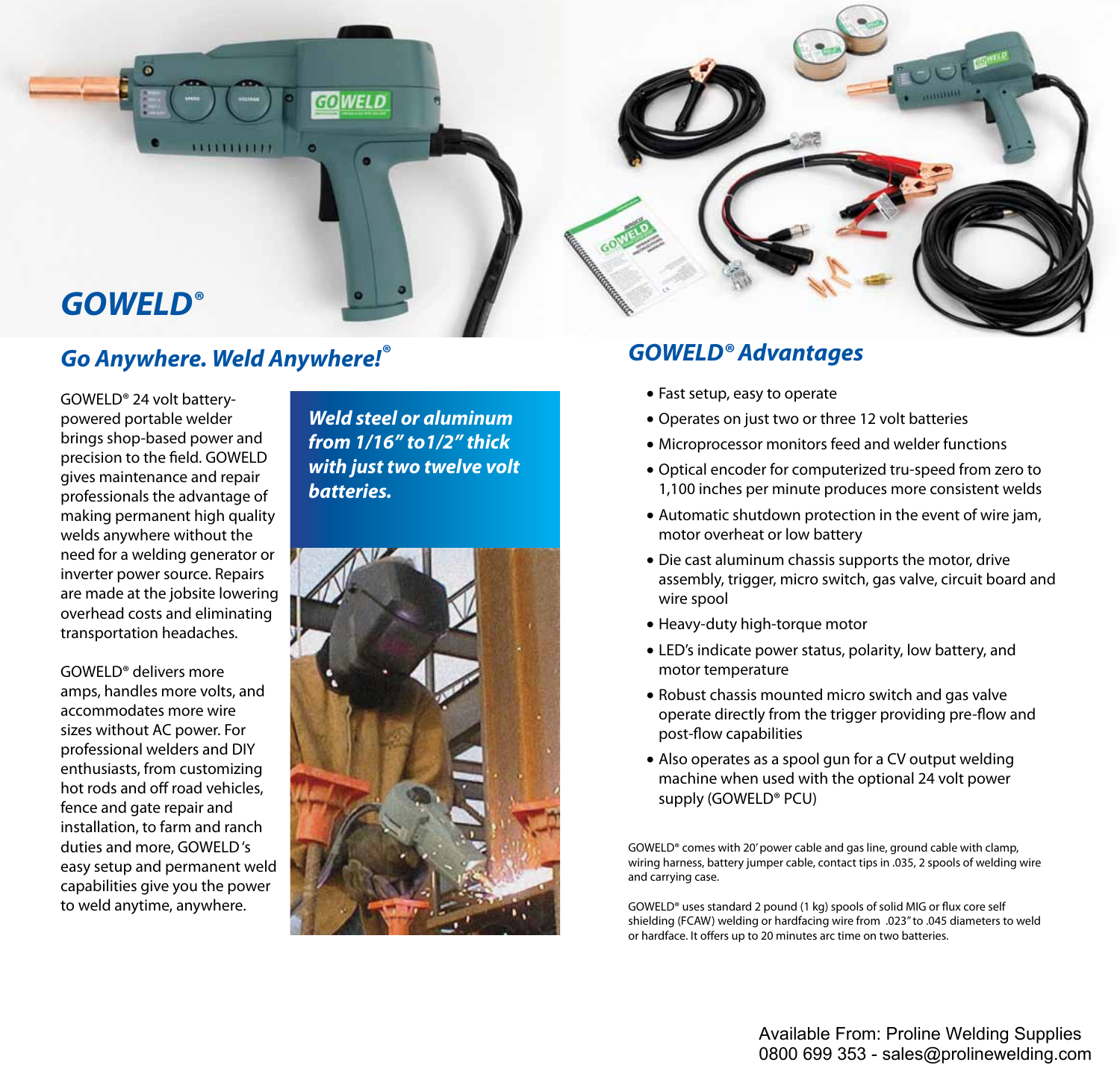# GOWELD®

## Go Anywhere. Weld Anywhere!®

GOWELD® 24 volt battery-powered portable welder brings shop-based power and precision to the field. GOWELD gives maintenance and repair professionals the advantage of making permanent high quality welds anywhere without the need for a welding generator or inverter power source. Repairs are made at the jobsite lowering overhead costs and eliminating transportation headaches.

GOWELD® delivers more amps, handles more volts, and accommodates more wire sizes without AC power. For professional welders and DIY enthusiasts, from customizing hot rods and off road vehicles, fence and gate repair and installation, to farm and ranch duties and more, GOWELD's easy setup and permanent weld capabilities give you the power to weld anytime, anywhere.

***Weld steel or aluminum from 1/16" to1/2" thick with just two twelve volt batteries.***

## GOWELD® Advantages

- Fast setup, easy to operate
- Operates on just two or three 12 volt batteries
- Microprocessor monitors feed and welder functions
- Optical encoder for computerized tru-speed from zero to 1,100 inches per minute produces more consistent welds
- Automatic shutdown protection in the event of wire jam, motor overheat or low battery
- Die cast aluminum chassis supports the motor, drive assembly, trigger, micro switch, gas valve, circuit board and wire spool
- Heavy-duty high-torque motor
- LED's indicate power status, polarity, low battery, and motor temperature
- Robust chassis mounted micro switch and gas valve operate directly from the trigger providing pre-flow and post-flow capabilities
- Also operates as a spool gun for a CV output welding machine when used with the optional 24 volt power supply (GOWELD® PCU)

GOWELD® comes with 20' power cable and gas line, ground cable with clamp, wiring harness, battery jumper cable, contact tips in .035, 2 spools of welding wire and carrying case.

GOWELD® uses standard 2 pound (1 kg) spools of solid MIG or flux core self shielding (FCAW) welding or hardfacing wire from .023" to .045 diameters to weld or hardface. It offers up to 20 minutes arc time on two batteries.

Available From: Proline Welding Supplies
0800 699 353 - sales@prolinewelding.com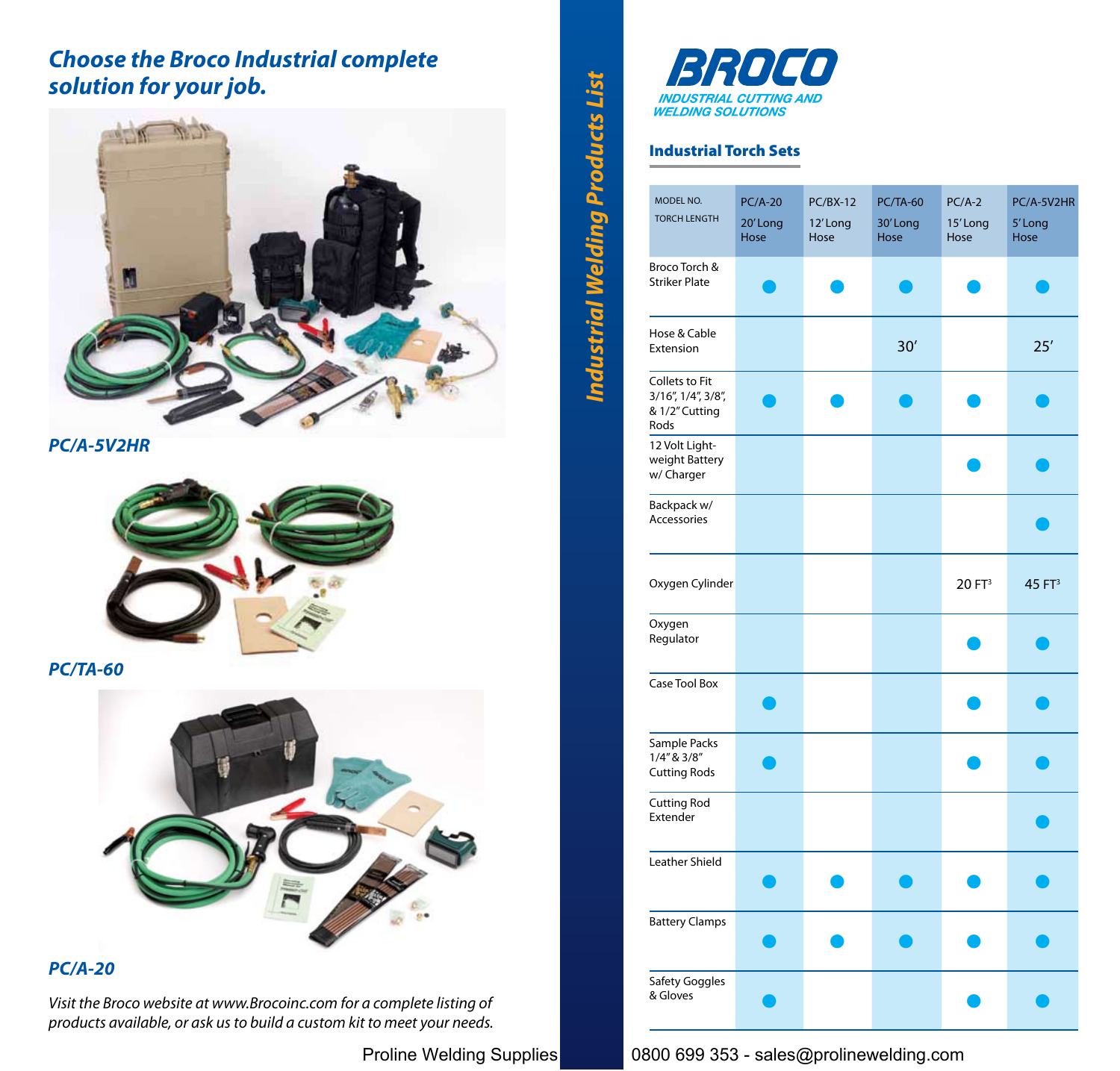## Choose the Broco Industrial complete solution for your job.

*PC/A-5V2HR*

*PC/TA-60*

*PC/A-20*

*Visit the Broco website at www.Brocoinc.com for a complete listing of products available, or ask us to build a custom kit to meet your needs.*

**Industrial Welding Products List**

**BROCO**
INDUSTRIAL CUTTING AND WELDING SOLUTIONS

### Industrial Torch Sets

| MODEL NO. TORCH LENGTH | PC/A-20 20' Long Hose | PC/BX-12 12' Long Hose | PC/TA-60 30' Long Hose | PC/A-2 15' Long Hose | PC/A-5V2HR 5' Long Hose |
|---|---|---|---|---|---|
| Broco Torch & Striker Plate | ● | ● | ● | ● | ● |
| Hose & Cable Extension | | | 30' | | 25' |
| Collets to Fit 3/16", 1/4", 3/8", & 1/2" Cutting Rods | ● | ● | ● | ● | ● |
| 12 Volt Light-weight Battery w/ Charger | | | | ● | ● |
| Backpack w/ Accessories | | | | | ● |
| Oxygen Cylinder | | | | 20 $FT^3$ | 45 $FT^3$ |
| Oxygen Regulator | | | | ● | ● |
| Case Tool Box | ● | | | ● | ● |
| Sample Packs 1/4" & 3/8" Cutting Rods | ● | | | ● | ● |
| Cutting Rod Extender | | | | | ● |
| Leather Shield | ● | ● | ● | ● | ● |
| Battery Clamps | ● | ● | ● | ● | ● |
| Safety Goggles & Gloves | ● | | | ● | ● |

Proline Welding Supplies 0800 699 353 - sales@prolinewelding.com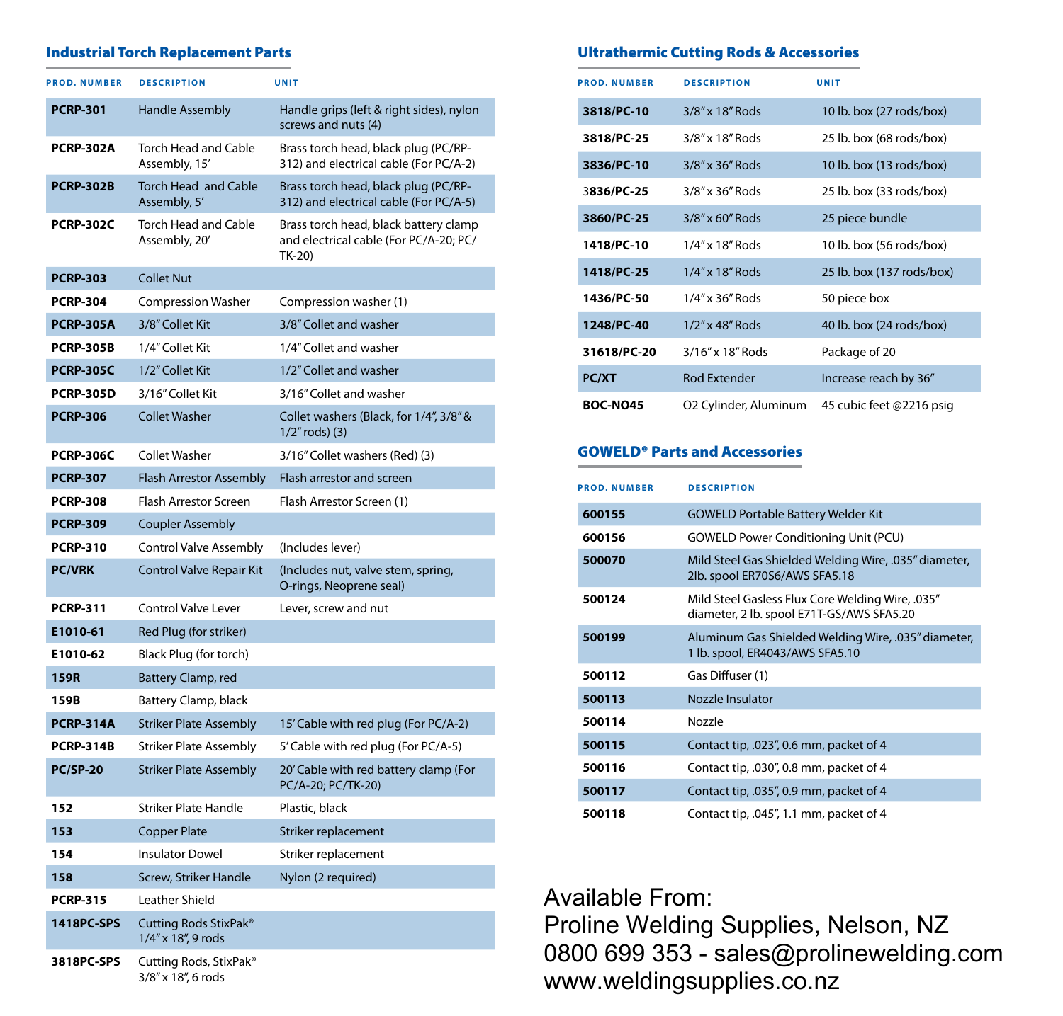## Industrial Torch Replacement Parts

| PROD. NUMBER | DESCRIPTION | UNIT |
|---|---|---|
| **PCRP-301** | Handle Assembly | Handle grips (left & right sides), nylon screws and nuts (4) |
| **PCRP-302A** | Torch Head and Cable Assembly, 15′ | Brass torch head, black plug (PC/RP-312) and electrical cable (For PC/A-2) |
| **PCRP-302B** | Torch Head and Cable Assembly, 5′ | Brass torch head, black plug (PC/RP-312) and electrical cable (For PC/A-5) |
| **PCRP-302C** | Torch Head and Cable Assembly, 20′ | Brass torch head, black battery clamp and electrical cable (For PC/A-20; PC/TK-20) |
| **PCRP-303** | Collet Nut | |
| **PCRP-304** | Compression Washer | Compression washer (1) |
| **PCRP-305A** | 3/8″ Collet Kit | 3/8″ Collet and washer |
| **PCRP-305B** | 1/4″ Collet Kit | 1/4″ Collet and washer |
| **PCRP-305C** | 1/2″ Collet Kit | 1/2″ Collet and washer |
| **PCRP-305D** | 3/16″ Collet Kit | 3/16″ Collet and washer |
| **PCRP-306** | Collet Washer | Collet washers (Black, for 1/4″, 3/8″ & 1/2″ rods) (3) |
| **PCRP-306C** | Collet Washer | 3/16″ Collet washers (Red) (3) |
| **PCRP-307** | Flash Arrestor Assembly | Flash arrestor and screen |
| **PCRP-308** | Flash Arrestor Screen | Flash Arrestor Screen (1) |
| **PCRP-309** | Coupler Assembly | |
| **PCRP-310** | Control Valve Assembly | (Includes lever) |
| **PC/VRK** | Control Valve Repair Kit | (Includes nut, valve stem, spring, O-rings, Neoprene seal) |
| **PCRP-311** | Control Valve Lever | Lever, screw and nut |
| **E1010-61** | Red Plug (for striker) | |
| **E1010-62** | Black Plug (for torch) | |
| **159R** | Battery Clamp, red | |
| **159B** | Battery Clamp, black | |
| **PCRP-314A** | Striker Plate Assembly | 15′ Cable with red plug (For PC/A-2) |
| **PCRP-314B** | Striker Plate Assembly | 5′ Cable with red plug (For PC/A-5) |
| **PC/SP-20** | Striker Plate Assembly | 20′ Cable with red battery clamp (For PC/A-20; PC/TK-20) |
| **152** | Striker Plate Handle | Plastic, black |
| **153** | Copper Plate | Striker replacement |
| **154** | Insulator Dowel | Striker replacement |
| **158** | Screw, Striker Handle | Nylon (2 required) |
| **PCRP-315** | Leather Shield | |
| **1418PC-SPS** | Cutting Rods StixPak® 1/4″ x 18″, 9 rods | |
| **3818PC-SPS** | Cutting Rods, StixPak® 3/8″ x 18″, 6 rods | |

## Ultrathermic Cutting Rods & Accessories

| PROD. NUMBER | DESCRIPTION | UNIT |
|---|---|---|
| **3818/PC-10** | 3/8″ x 18″ Rods | 10 lb. box (27 rods/box) |
| **3818/PC-25** | 3/8″ x 18″ Rods | 25 lb. box (68 rods/box) |
| **3836/PC-10** | 3/8″ x 36″ Rods | 10 lb. box (13 rods/box) |
| **3836/PC-25** | 3/8″ x 36″ Rods | 25 lb. box (33 rods/box) |
| **3860/PC-25** | 3/8″ x 60″ Rods | 25 piece bundle |
| **1418/PC-10** | 1/4″ x 18″ Rods | 10 lb. box (56 rods/box) |
| **1418/PC-25** | 1/4″ x 18″ Rods | 25 lb. box (137 rods/box) |
| **1436/PC-50** | 1/4″ x 36″ Rods | 50 piece box |
| **1248/PC-40** | 1/2″ x 48″ Rods | 40 lb. box (24 rods/box) |
| **31618/PC-20** | 3/16″ x 18″ Rods | Package of 20 |
| **PC/XT** | Rod Extender | Increase reach by 36″ |
| **BOC-NO45** | O2 Cylinder, Aluminum | 45 cubic feet @2216 psig |

## GOWELD® Parts and Accessories

| PROD. NUMBER | DESCRIPTION |
|---|---|
| **600155** | GOWELD Portable Battery Welder Kit |
| **600156** | GOWELD Power Conditioning Unit (PCU) |
| **500070** | Mild Steel Gas Shielded Welding Wire, .035″ diameter, 2lb. spool ER70S6/AWS SFA5.18 |
| **500124** | Mild Steel Gasless Flux Core Welding Wire, .035″ diameter, 2 lb. spool E71T-GS/AWS SFA5.20 |
| **500199** | Aluminum Gas Shielded Welding Wire, .035″ diameter, 1 lb. spool, ER4043/AWS SFA5.10 |
| **500112** | Gas Diffuser (1) |
| **500113** | Nozzle Insulator |
| **500114** | Nozzle |
| **500115** | Contact tip, .023″, 0.6 mm, packet of 4 |
| **500116** | Contact tip, .030″, 0.8 mm, packet of 4 |
| **500117** | Contact tip, .035″, 0.9 mm, packet of 4 |
| **500118** | Contact tip, .045″, 1.1 mm, packet of 4 |

Available From:
Proline Welding Supplies, Nelson, NZ
0800 699 353 - sales@prolinewelding.com
www.weldingsupplies.co.nz